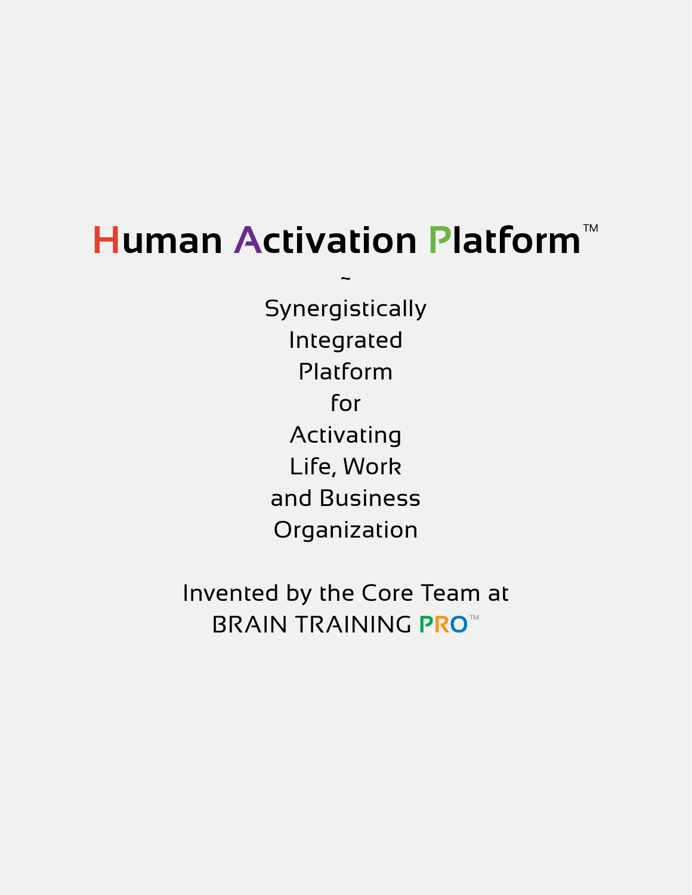# Human Activation Platform™

~

Synergistically
Integrated
Platform
for
Activating
Life, Work
and Business
Organization

Invented by the Core Team at
BRAIN TRAINING PRO™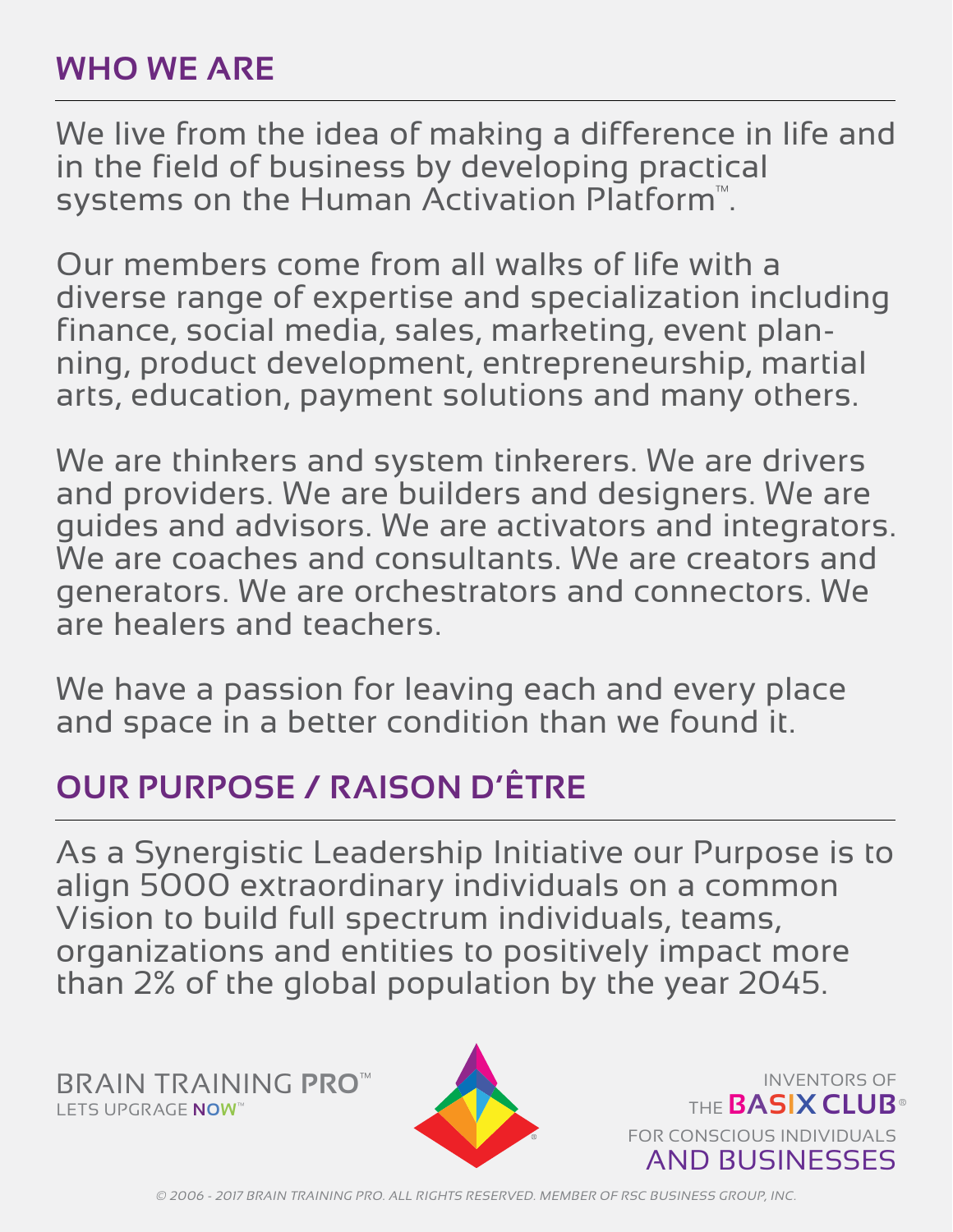## WHO WE ARE

We live from the idea of making a difference in life and in the field of business by developing practical systems on the Human Activation Platform™.

Our members come from all walks of life with a diverse range of expertise and specialization including finance, social media, sales, marketing, event planning, product development, entrepreneurship, martial arts, education, payment solutions and many others.

We are thinkers and system tinkerers. We are drivers and providers. We are builders and designers. We are guides and advisors. We are activators and integrators. We are coaches and consultants. We are creators and generators. We are orchestrators and connectors. We are healers and teachers.

We have a passion for leaving each and every place and space in a better condition than we found it.

## OUR PURPOSE / RAISON D'ÊTRE

As a Synergistic Leadership Initiative our Purpose is to align 5000 extraordinary individuals on a common Vision to build full spectrum individuals, teams, organizations and entities to positively impact more than 2% of the global population by the year 2045.

BRAIN TRAINING PRO™
LETS UPGRAGE NOW™

INVENTORS OF
THE BASIX CLUB®
FOR CONSCIOUS INDIVIDUALS
AND BUSINESSES

*© 2006 - 2017 BRAIN TRAINING PRO. ALL RIGHTS RESERVED. MEMBER OF RSC BUSINESS GROUP, INC.*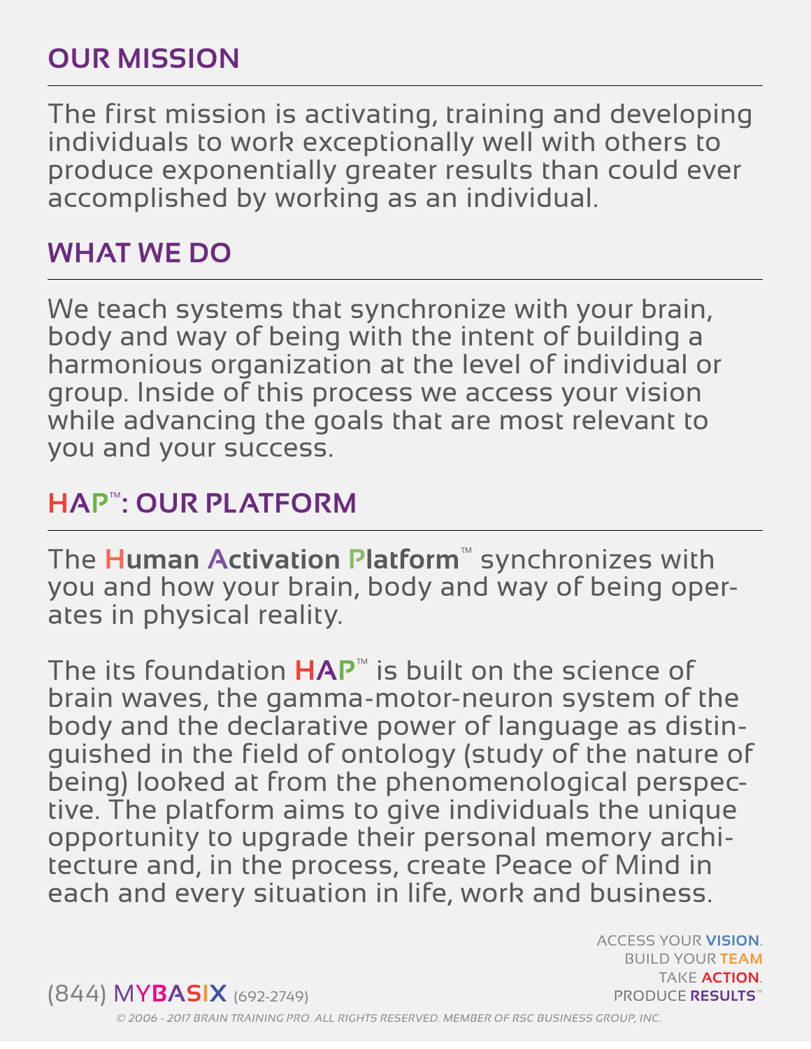## OUR MISSION

The first mission is activating, training and developing individuals to work exceptionally well with others to produce exponentially greater results than could ever accomplished by working as an individual.

## WHAT WE DO

We teach systems that synchronize with your brain, body and way of being with the intent of building a harmonious organization at the level of individual or group. Inside of this process we access your vision while advancing the goals that are most relevant to you and your success.

## HAP™: OUR PLATFORM

The **Human Activation Platform**™ synchronizes with you and how your brain, body and way of being operates in physical reality.

The its foundation **HAP**™ is built on the science of brain waves, the gamma-motor-neuron system of the body and the declarative power of language as distinguished in the field of ontology (study of the nature of being) looked at from the phenomenological perspective. The platform aims to give individuals the unique opportunity to upgrade their personal memory architecture and, in the process, create Peace of Mind in each and every situation in life, work and business.

(844) MYBASIX (692-2749)

ACCESS YOUR **VISION**.
BUILD YOUR **TEAM**
TAKE **ACTION**.
PRODUCE **RESULTS**™

*© 2006 - 2017 BRAIN TRAINING PRO. ALL RIGHTS RESERVED. MEMBER OF RSC BUSINESS GROUP, INC.*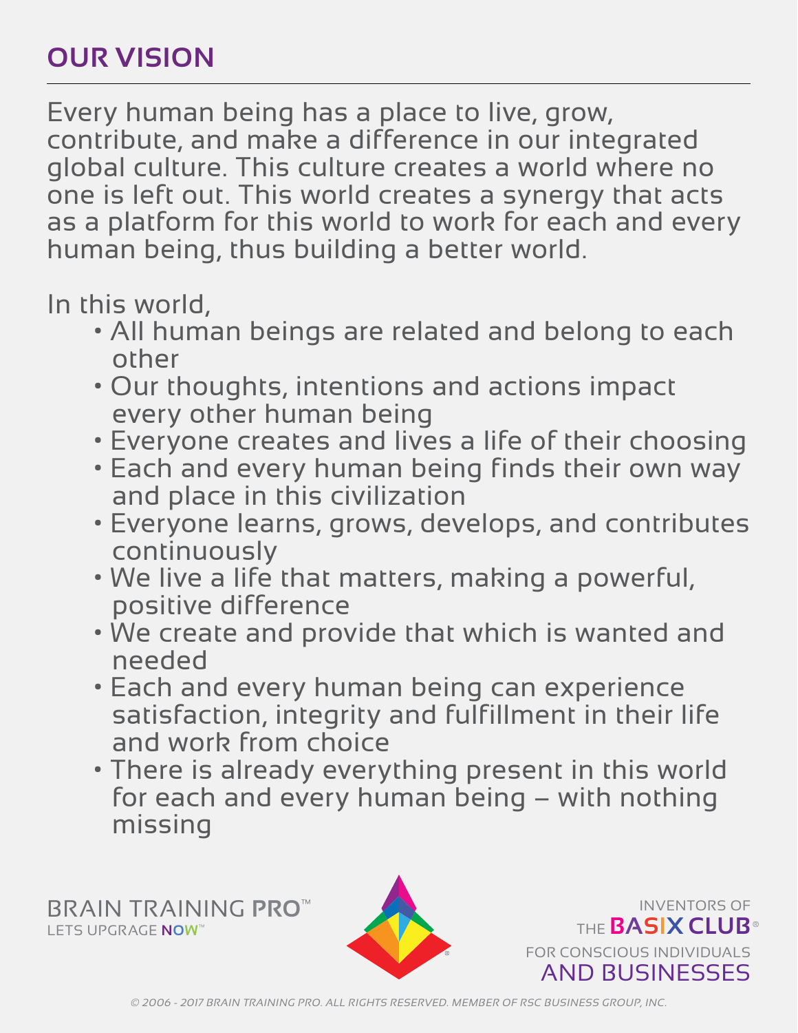## OUR VISION

Every human being has a place to live, grow, contribute, and make a difference in our integrated global culture. This culture creates a world where no one is left out. This world creates a synergy that acts as a platform for this world to work for each and every human being, thus building a better world.

In this world,

- All human beings are related and belong to each other
- Our thoughts, intentions and actions impact every other human being
- Everyone creates and lives a life of their choosing
- Each and every human being finds their own way and place in this civilization
- Everyone learns, grows, develops, and contributes continuously
- We live a life that matters, making a powerful, positive difference
- We create and provide that which is wanted and needed
- Each and every human being can experience satisfaction, integrity and fulfillment in their life and work from choice
- There is already everything present in this world for each and every human being – with nothing missing

BRAIN TRAINING PRO™
LETS UPGRAGE NOW™

INVENTORS OF THE BASIX CLUB®
FOR CONSCIOUS INDIVIDUALS AND BUSINESSES

*© 2006 - 2017 BRAIN TRAINING PRO. ALL RIGHTS RESERVED. MEMBER OF RSC BUSINESS GROUP, INC.*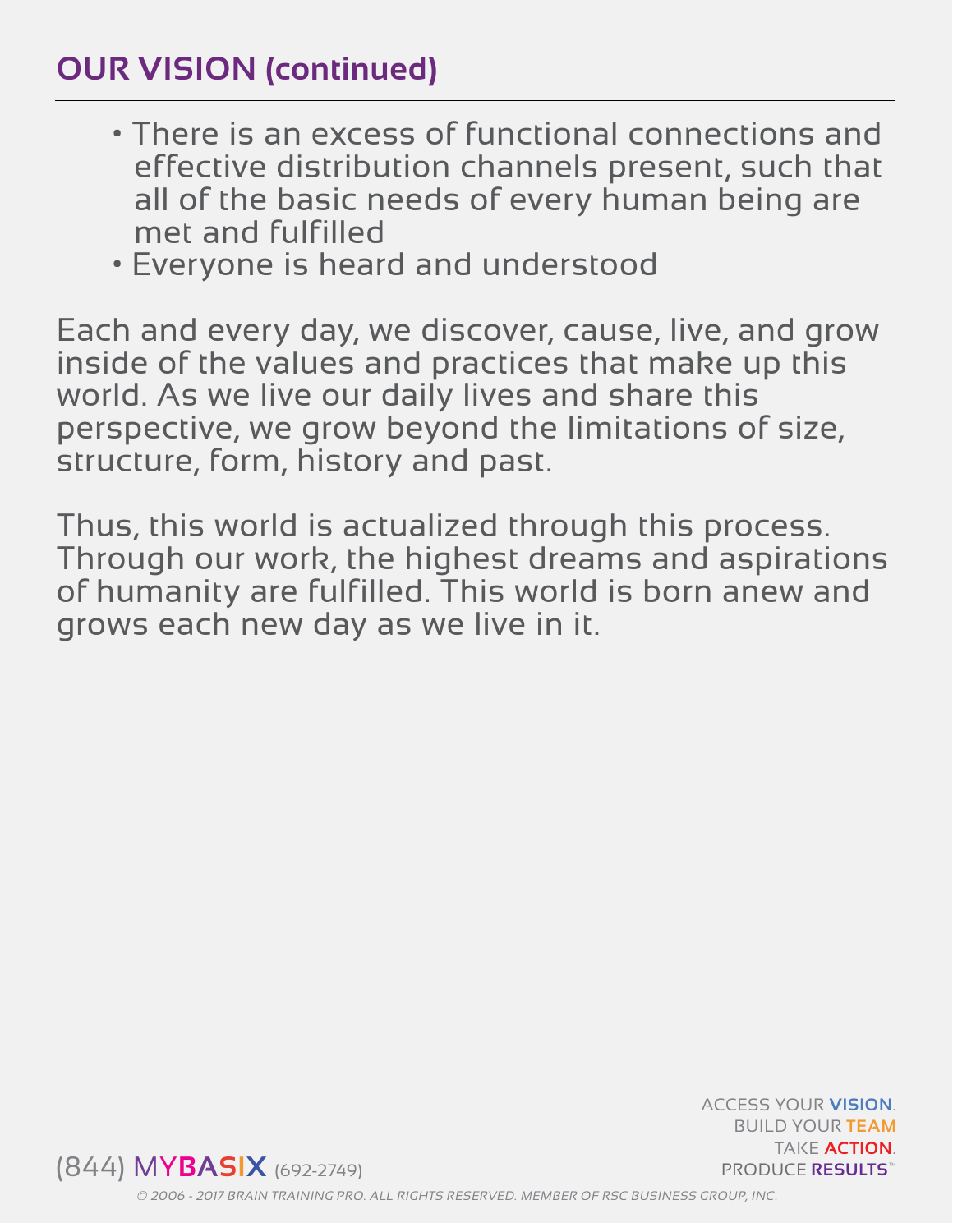## OUR VISION (continued)

- There is an excess of functional connections and effective distribution channels present, such that all of the basic needs of every human being are met and fulfilled
- Everyone is heard and understood

Each and every day, we discover, cause, live, and grow inside of the values and practices that make up this world. As we live our daily lives and share this perspective, we grow beyond the limitations of size, structure, form, history and past.

Thus, this world is actualized through this process. Through our work, the highest dreams and aspirations of humanity are fulfilled. This world is born anew and grows each new day as we live in it.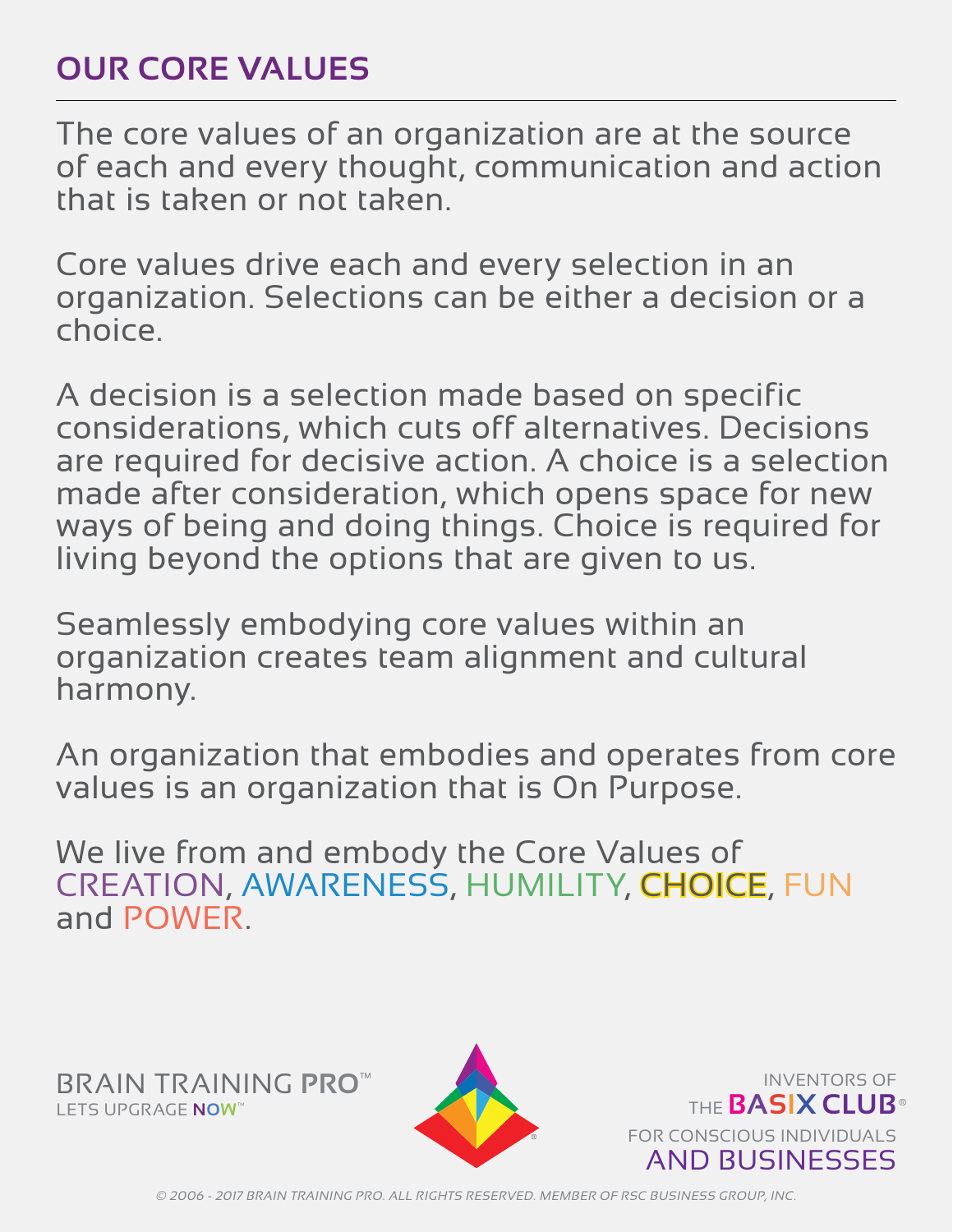## OUR CORE VALUES

The core values of an organization are at the source of each and every thought, communication and action that is taken or not taken.

Core values drive each and every selection in an organization. Selections can be either a decision or a choice.

A decision is a selection made based on specific considerations, which cuts off alternatives. Decisions are required for decisive action. A choice is a selection made after consideration, which opens space for new ways of being and doing things. Choice is required for living beyond the options that are given to us.

Seamlessly embodying core values within an organization creates team alignment and cultural harmony.

An organization that embodies and operates from core values is an organization that is On Purpose.

We live from and embody the Core Values of CREATION, AWARENESS, HUMILITY, CHOICE, FUN and POWER.

BRAIN TRAINING **PRO**™
LETS UPGRAGE **NOW**™

INVENTORS OF
THE **BASIX CLUB**®
FOR CONSCIOUS INDIVIDUALS
AND BUSINESSES

*© 2006 - 2017 BRAIN TRAINING PRO. ALL RIGHTS RESERVED. MEMBER OF RSC BUSINESS GROUP, INC.*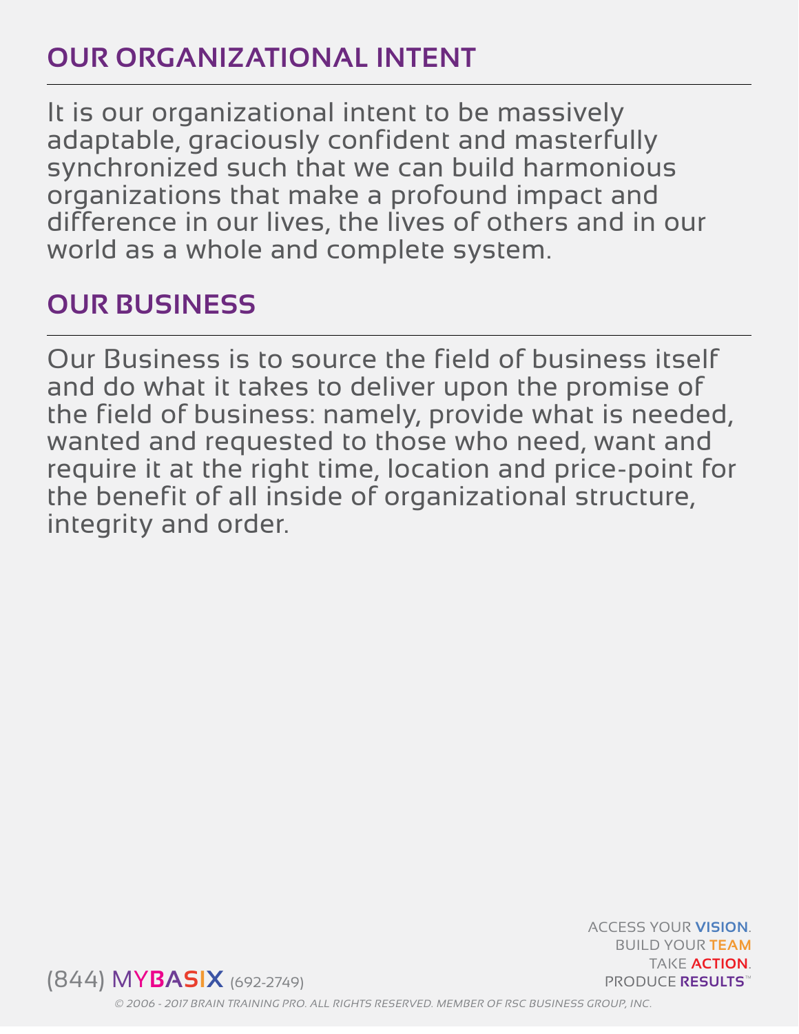## OUR ORGANIZATIONAL INTENT

It is our organizational intent to be massively adaptable, graciously confident and masterfully synchronized such that we can build harmonious organizations that make a profound impact and difference in our lives, the lives of others and in our world as a whole and complete system.

## OUR BUSINESS

Our Business is to source the field of business itself and do what it takes to deliver upon the promise of the field of business: namely, provide what is needed, wanted and requested to those who need, want and require it at the right time, location and price-point for the benefit of all inside of organizational structure, integrity and order.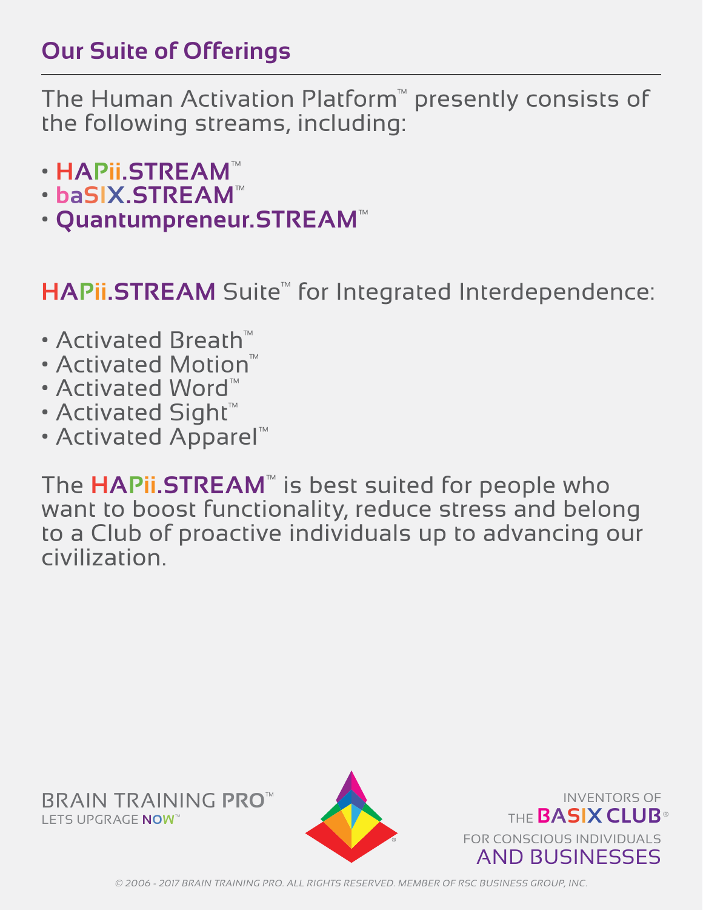## Our Suite of Offerings

The Human Activation Platform™ presently consists of the following streams, including:

- **HAPii.STREAM™**
- **baSIX.STREAM™**
- **Quantumpreneur.STREAM™**

**HAPii.STREAM** Suite™ for Integrated Interdependence:

- Activated Breath™
- Activated Motion™
- Activated Word™
- Activated Sight™
- Activated Apparel™

The **HAPii.STREAM™** is best suited for people who want to boost functionality, reduce stress and belong to a Club of proactive individuals up to advancing our civilization.

BRAIN TRAINING **PRO**™
LETS UPGRAGE **NOW**™

INVENTORS OF
THE **BASIX CLUB**®
FOR CONSCIOUS INDIVIDUALS
AND BUSINESSES

*© 2006 - 2017 BRAIN TRAINING PRO. ALL RIGHTS RESERVED. MEMBER OF RSC BUSINESS GROUP, INC.*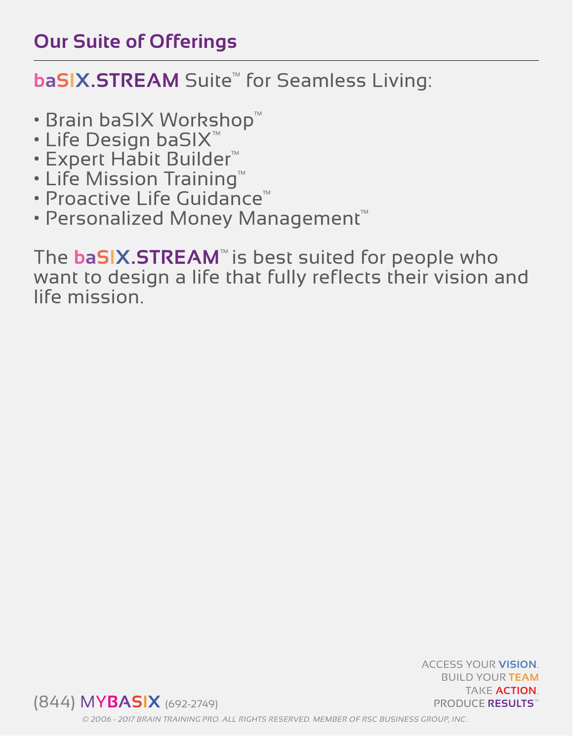## Our Suite of Offerings

baSIX.STREAM Suite™ for Seamless Living:

- Brain baSIX Workshop™
- Life Design baSIX™
- Expert Habit Builder™
- Life Mission Training™
- Proactive Life Guidance™
- Personalized Money Management™

The baSIX.STREAM™ is best suited for people who want to design a life that fully reflects their vision and life mission.

(844) MYBASIX (692-2749)

ACCESS YOUR **VISION**.
BUILD YOUR **TEAM**
TAKE **ACTION**.
PRODUCE **RESULTS**™

*© 2006 - 2017 BRAIN TRAINING PRO. ALL RIGHTS RESERVED. MEMBER OF RSC BUSINESS GROUP, INC.*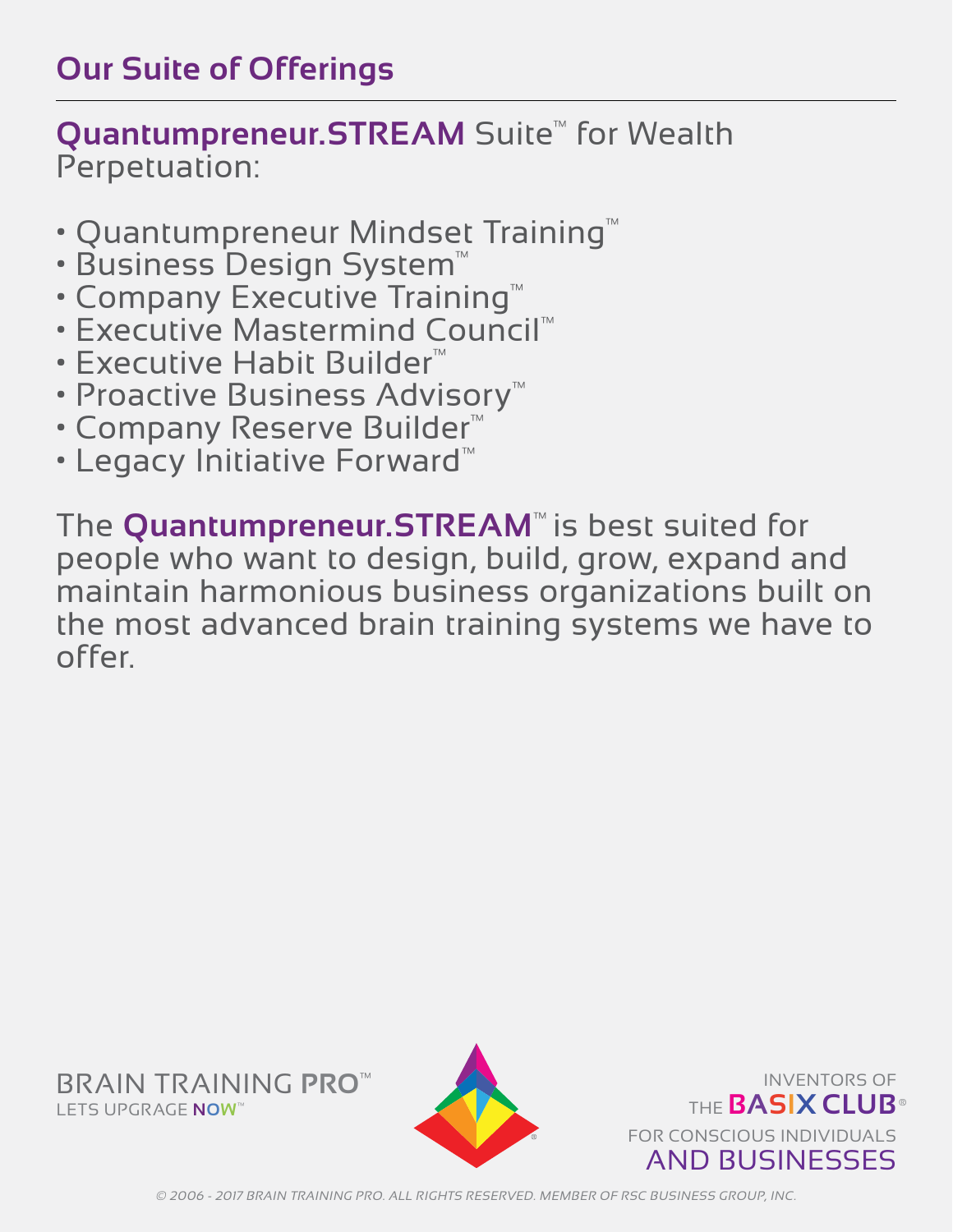## Our Suite of Offerings

**Quantumpreneur.STREAM** Suite™ for Wealth Perpetuation:

- Quantumpreneur Mindset Training™
- Business Design System™
- Company Executive Training™
- Executive Mastermind Council™
- Executive Habit Builder™
- Proactive Business Advisory™
- Company Reserve Builder™
- Legacy Initiative Forward™

The **Quantumpreneur.STREAM**™ is best suited for people who want to design, build, grow, expand and maintain harmonious business organizations built on the most advanced brain training systems we have to offer.

BRAIN TRAINING **PRO**™
LETS UPGRAGE **NOW**™

INVENTORS OF
THE **BASIX CLUB**®
FOR CONSCIOUS INDIVIDUALS
AND BUSINESSES

*© 2006 - 2017 BRAIN TRAINING PRO. ALL RIGHTS RESERVED. MEMBER OF RSC BUSINESS GROUP, INC.*